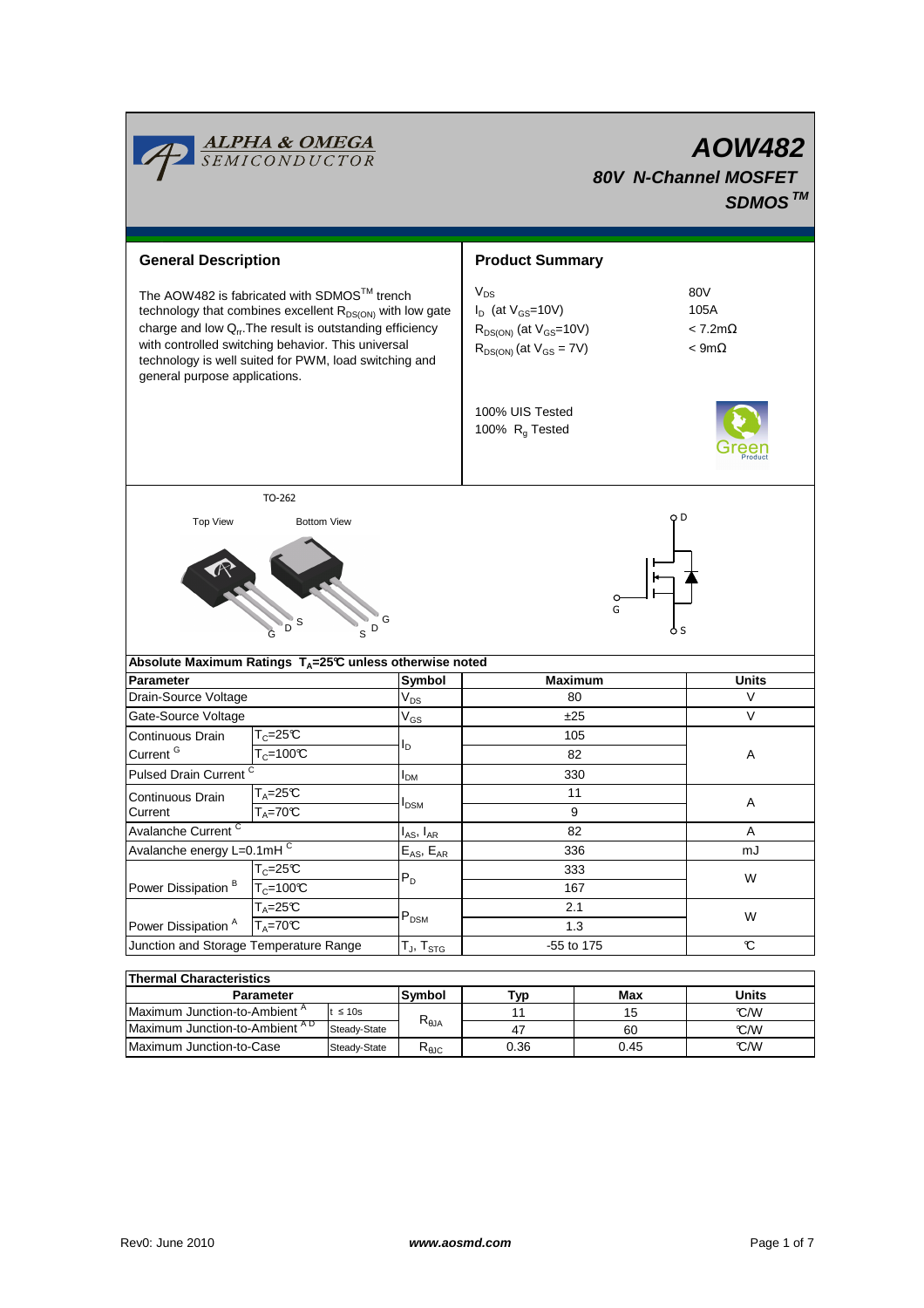# AOW482

## 80V N-Channel MOSFET

## SDMOS™

## General Description

The AOW482 is fabricated with SDMOS™ trench technology that combines excellent $R_{DS(ON)}$ with low gate charge and low $Q_{rr}$. The result is outstanding efficiency with controlled switching behavior. This universal technology is well suited for PWM, load switching and general purpose applications.

## Product Summary

| | |
|---|---|
| $V_{DS}$ | 80V |
| $I_D$ (at $V_{GS}$=10V) | 105A |
| $R_{DS(ON)}$ (at $V_{GS}$=10V) | < 7.2mΩ |
| $R_{DS(ON)}$ (at $V_{GS}$ = 7V) | < 9mΩ |

100% UIS Tested

100% $R_g$ Tested

TO-262

Top View    Bottom View

G D S    S D G

## Absolute Maximum Ratings $T_A$=25°C unless otherwise noted

| Parameter | | Symbol | Maximum | Units |
|---|---|---|---|---|
| Drain-Source Voltage | | $V_{DS}$ | 80 | V |
| Gate-Source Voltage | | $V_{GS}$ | ±25 | V |
| Continuous Drain Current [G] | $T_C$=25°C | $I_D$ | 105 | A |
| | $T_C$=100°C | | 82 | |
| Pulsed Drain Current [C] | | $I_{DM}$ | 330 | |
| Continuous Drain Current | $T_A$=25°C | $I_{DSM}$ | 11 | A |
| | $T_A$=70°C | | 9 | |
| Avalanche Current [C] | | $I_{AS}$, $I_{AR}$ | 82 | A |
| Avalanche energy L=0.1mH [C] | | $E_{AS}$, $E_{AR}$ | 336 | mJ |
| Power Dissipation [B] | $T_C$=25°C | $P_D$ | 333 | W |
| | $T_C$=100°C | | 167 | |
| Power Dissipation [A] | $T_A$=25°C | $P_{DSM}$ | 2.1 | W |
| | $T_A$=70°C | | 1.3 | |
| Junction and Storage Temperature Range | | $T_J$, $T_{STG}$ | -55 to 175 | °C |

## Thermal Characteristics

| Parameter | | Symbol | Typ | Max | Units |
|---|---|---|---|---|---|
| Maximum Junction-to-Ambient [A] | t ≤ 10s | $R_{\theta JA}$ | 11 | 15 | °C/W |
| Maximum Junction-to-Ambient [A D] | Steady-State | | 47 | 60 | °C/W |
| Maximum Junction-to-Case | Steady-State | $R_{\theta JC}$ | 0.36 | 0.45 | °C/W |

Rev0: June 2010    www.aosmd.com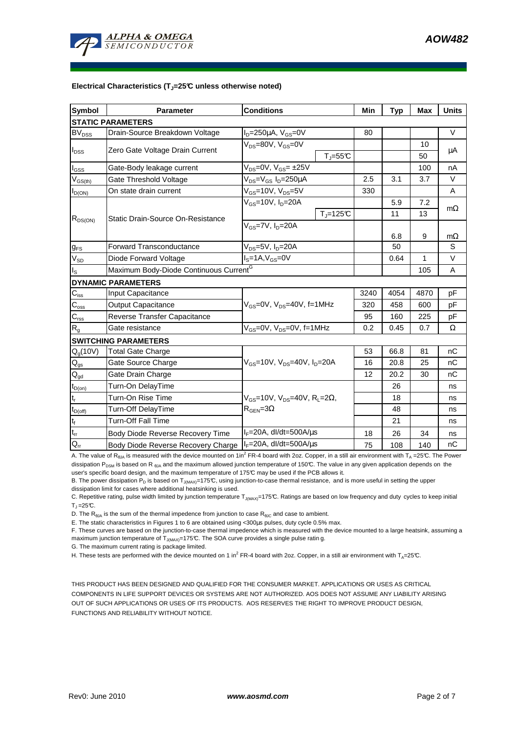#### Electrical Characteristics ($T_J$=25°C unless otherwise noted)

| Symbol | Parameter | Conditions | Min | Typ | Max | Units |
|---|---|---|---|---|---|---|
| **STATIC PARAMETERS** | | | | | | |
| $BV_{DSS}$ | Drain-Source Breakdown Voltage | $I_D$=250µA, $V_{GS}$=0V | 80 | | | V |
| $I_{DSS}$ | Zero Gate Voltage Drain Current | $V_{DS}$=80V, $V_{GS}$=0V | | | 10 | µA |
| | | $T_J$=55°C | | | 50 | |
| $I_{GSS}$ | Gate-Body leakage current | $V_{DS}$=0V, $V_{GS}$= ±25V | | | 100 | nA |
| $V_{GS(th)}$ | Gate Threshold Voltage | $V_{DS}$=$V_{GS}$ $I_D$=250µA | 2.5 | 3.1 | 3.7 | V |
| $I_{D(ON)}$ | On state drain current | $V_{GS}$=10V, $V_{DS}$=5V | 330 | | | A |
| $R_{DS(ON)}$ | Static Drain-Source On-Resistance | $V_{GS}$=10V, $I_D$=20A | | 5.9 | 7.2 | mΩ |
| | | $T_J$=125°C | | 11 | 13 | |
| | | $V_{GS}$=7V, $I_D$=20A | | 6.8 | 9 | mΩ |
| $g_{FS}$ | Forward Transconductance | $V_{DS}$=5V, $I_D$=20A | | 50 | | S |
| $V_{SD}$ | Diode Forward Voltage | $I_S$=1A,$V_{GS}$=0V | | 0.64 | 1 | V |
| $I_S$ | Maximum Body-Diode Continuous Current[G] | | | | 105 | A |
| **DYNAMIC PARAMETERS** | | | | | | |
| $C_{iss}$ | Input Capacitance | $V_{GS}$=0V, $V_{DS}$=40V, f=1MHz | 3240 | 4054 | 4870 | pF |
| $C_{oss}$ | Output Capacitance | | 320 | 458 | 600 | pF |
| $C_{rss}$ | Reverse Transfer Capacitance | | 95 | 160 | 225 | pF |
| $R_g$ | Gate resistance | $V_{GS}$=0V, $V_{DS}$=0V, f=1MHz | 0.2 | 0.45 | 0.7 | Ω |
| **SWITCHING PARAMETERS** | | | | | | |
| $Q_g$(10V) | Total Gate Charge | $V_{GS}$=10V, $V_{DS}$=40V, $I_D$=20A | 53 | 66.8 | 81 | nC |
| $Q_{gs}$ | Gate Source Charge | | 16 | 20.8 | 25 | nC |
| $Q_{gd}$ | Gate Drain Charge | | 12 | 20.2 | 30 | nC |
| $t_{D(on)}$ | Turn-On DelayTime | $V_{GS}$=10V, $V_{DS}$=40V, $R_L$=2Ω, $R_{GEN}$=3Ω | | 26 | | ns |
| $t_r$ | Turn-On Rise Time | | | 18 | | ns |
| $t_{D(off)}$ | Turn-Off DelayTime | | | 48 | | ns |
| $t_f$ | Turn-Off Fall Time | | | 21 | | ns |
| $t_{rr}$ | Body Diode Reverse Recovery Time | $I_F$=20A, dI/dt=500A/µs | 18 | 26 | 34 | ns |
| $Q_{rr}$ | Body Diode Reverse Recovery Charge | $I_F$=20A, dI/dt=500A/µs | 75 | 108 | 140 | nC |

A. The value of $R_{\theta JA}$ is measured with the device mounted on 1in[2] FR-4 board with 2oz. Copper, in a still air environment with $T_A$ =25°C. The Power dissipation $P_{DSM}$ is based on R $_{\theta JA}$ and the maximum allowed junction temperature of 150°C. The value in any given application depends on the user's specific board design, and the maximum temperature of 175°C may be used if the PCB allows it.

B. The power dissipation $P_D$ is based on $T_{J(MAX)}$=175°C, using junction-to-case thermal resistance, and is more useful in setting the upper dissipation limit for cases where additional heatsinking is used.

C. Repetitive rating, pulse width limited by junction temperature $T_{J(MAX)}$=175°C. Ratings are based on low frequency and duty cycles to keep initial $T_J$ =25°C.

D. The $R_{\theta JA}$ is the sum of the thermal impedence from junction to case $R_{\theta JC}$ and case to ambient.

E. The static characteristics in Figures 1 to 6 are obtained using <300µs pulses, duty cycle 0.5% max.

F. These curves are based on the junction-to-case thermal impedence which is measured with the device mounted to a large heatsink, assuming a maximum junction temperature of $T_{J(MAX)}$=175°C. The SOA curve provides a single pulse rating.

G. The maximum current rating is package limited.

H. These tests are performed with the device mounted on 1 in[2] FR-4 board with 2oz. Copper, in a still air environment with $T_A$=25°C.

THIS PRODUCT HAS BEEN DESIGNED AND QUALIFIED FOR THE CONSUMER MARKET. APPLICATIONS OR USES AS CRITICAL COMPONENTS IN LIFE SUPPORT DEVICES OR SYSTEMS ARE NOT AUTHORIZED. AOS DOES NOT ASSUME ANY LIABILITY ARISING OUT OF SUCH APPLICATIONS OR USES OF ITS PRODUCTS. AOS RESERVES THE RIGHT TO IMPROVE PRODUCT DESIGN, FUNCTIONS AND RELIABILITY WITHOUT NOTICE.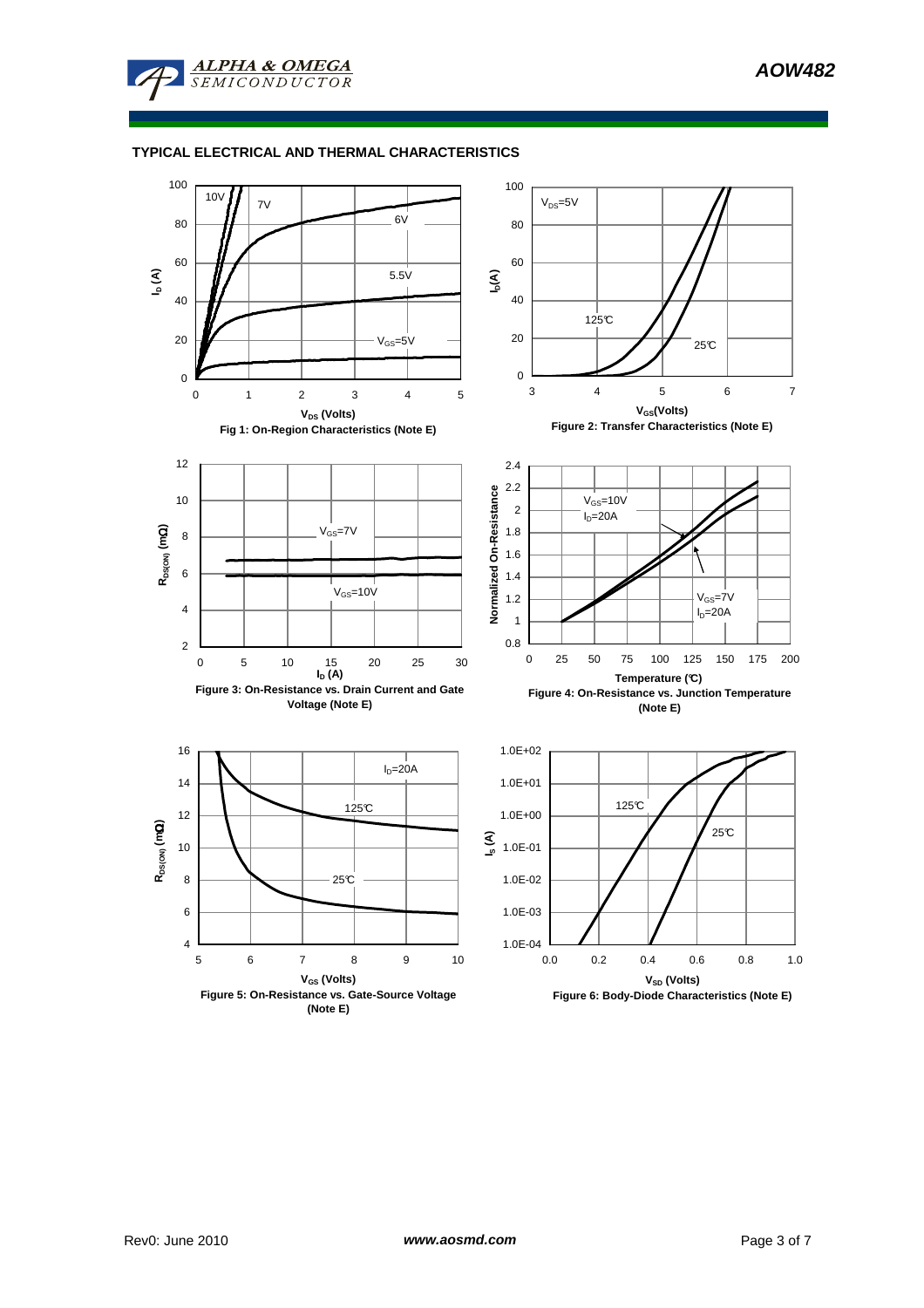## TYPICAL ELECTRICAL AND THERMAL CHARACTERISTICS

**Fig 1: On-Region Characteristics (Note E)**

**Figure 2: Transfer Characteristics (Note E)**

**Figure 3: On-Resistance vs. Drain Current and Gate Voltage (Note E)**

**Figure 4: On-Resistance vs. Junction Temperature (Note E)**

**Figure 5: On-Resistance vs. Gate-Source Voltage (Note E)**

**Figure 6: Body-Diode Characteristics (Note E)**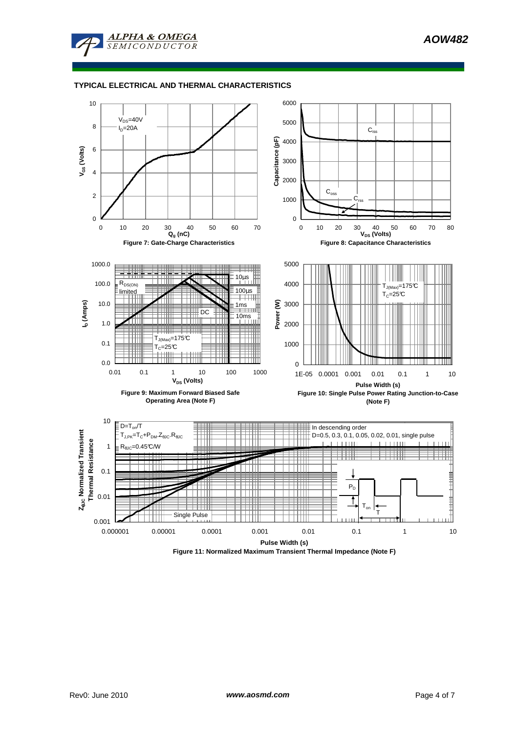## TYPICAL ELECTRICAL AND THERMAL CHARACTERISTICS

$V_{DS}$=40V
$I_D$=20A

Figure 7: Gate-Charge Characteristics

$C_{iss}$
$C_{oss}$
$C_{rss}$

Figure 8: Capacitance Characteristics

$R_{DS(ON)}$ limited
10µs
100µs
1ms
10ms
DC
$T_{J(Max)}$=175°C
$T_C$=25°C

Figure 9: Maximum Forward Biased Safe Operating Area (Note F)

$T_{J(Max)}$=175°C
$T_C$=25°C

Figure 10: Single Pulse Power Rating Junction-to-Case (Note F)

D=$T_{on}$/T
$T_{J,PK}=T_C+P_{DM}.Z_{\theta JC}.R_{\theta JC}$
$R_{\theta JC}$=0.45°C/W

In descending order
D=0.5, 0.3, 0.1, 0.05, 0.02, 0.01, single pulse

Single Pulse

Figure 11: Normalized Maximum Transient Thermal Impedance (Note F)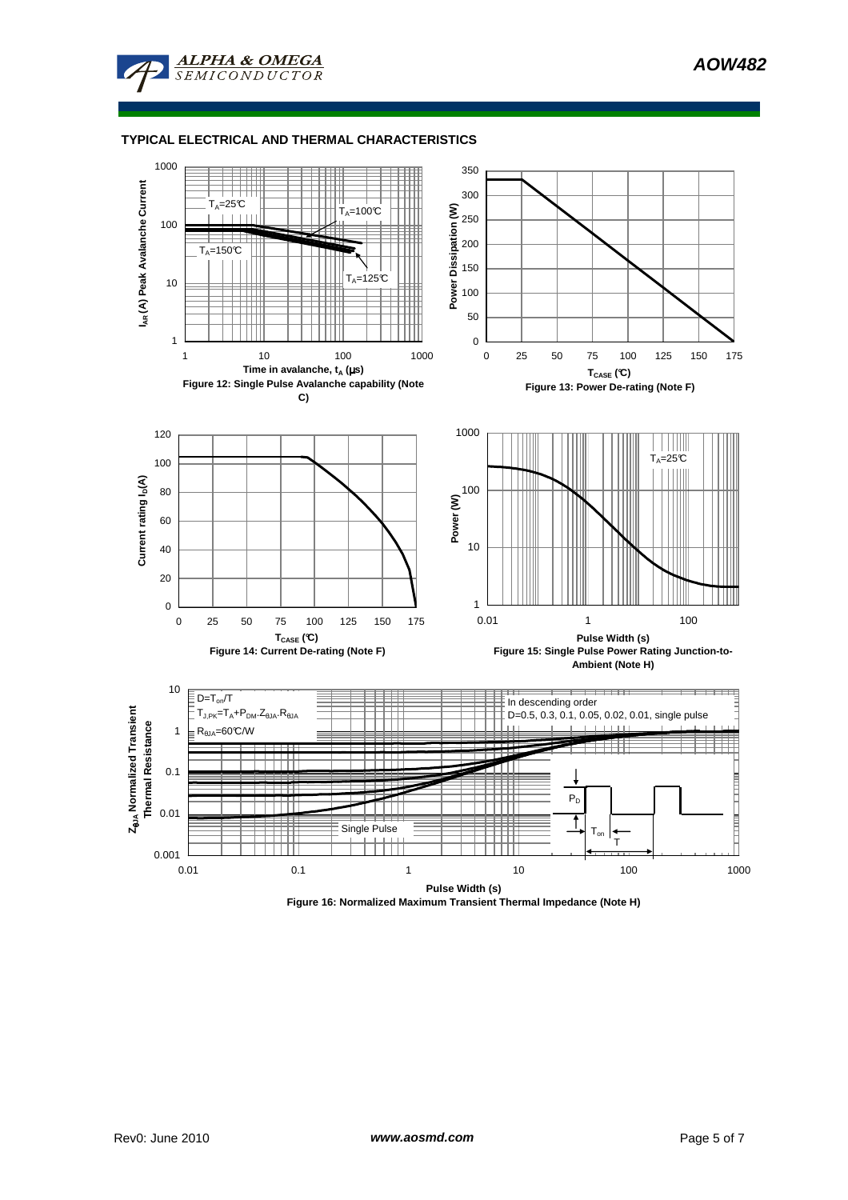## TYPICAL ELECTRICAL AND THERMAL CHARACTERISTICS

$T_A$=25°C
$T_A$=100°C
$T_A$=150°C
$T_A$=125°C

$I_{AR}$ (A) Peak Avalanche Current

Time in avalanche, $t_A$ (μs)

Figure 12: Single Pulse Avalanche capability (Note C)

Power Dissipation (W)

$T_{CASE}$ (°C)

Figure 13: Power De-rating (Note F)

Current rating $I_D$(A)

$T_{CASE}$ (°C)

Figure 14: Current De-rating (Note F)

$T_A$=25°C

Power (W)

Pulse Width (s)

Figure 15: Single Pulse Power Rating Junction-to-Ambient (Note H)

$D=T_{on}/T$

$T_{J,PK}=T_A+P_{DM}.Z_{\theta JA}.R_{\theta JA}$

$R_{\theta JA}$=60°C/W

In descending order
D=0.5, 0.3, 0.1, 0.05, 0.02, 0.01, single pulse

Single Pulse

$P_D$

$T_{on}$

T

$Z_{\theta JA}$ Normalized Transient Thermal Resistance

Pulse Width (s)

Figure 16: Normalized Maximum Transient Thermal Impedance (Note H)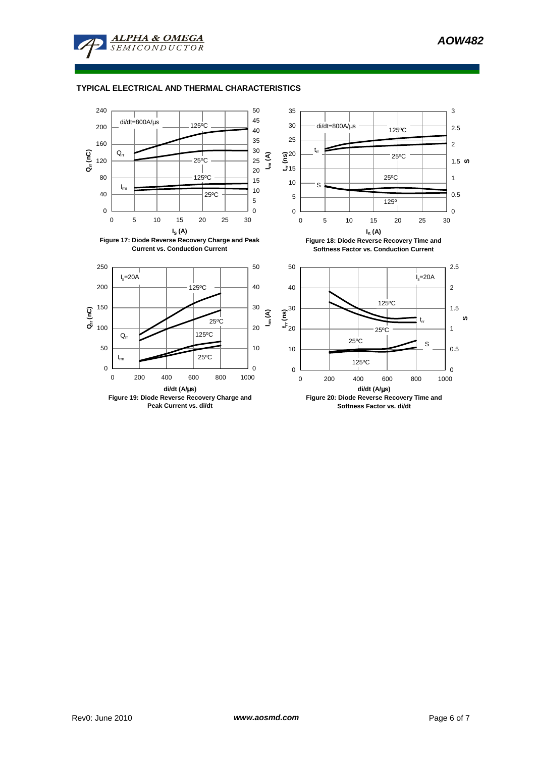## TYPICAL ELECTRICAL AND THERMAL CHARACTERISTICS

Figure 17: Diode Reverse Recovery Charge and Peak Current vs. Conduction Current

Figure 18: Diode Reverse Recovery Time and Softness Factor vs. Conduction Current

Figure 19: Diode Reverse Recovery Charge and Peak Current vs. di/dt

Figure 20: Diode Reverse Recovery Time and Softness Factor vs. di/dt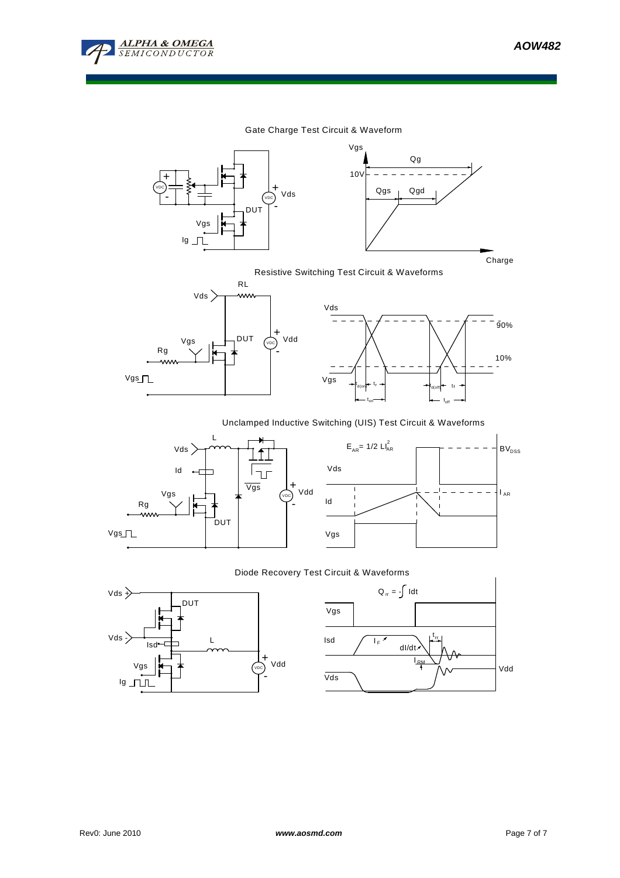## Gate Charge Test Circuit & Waveform

VDC
+
-
DUT
Vgs
Ig
+
VDC
Vds
-

Vgs
Qg
10V
Qgs
Qgd
Charge

## Resistive Switching Test Circuit & Waveforms

Vds
RL
Vgs
DUT
Rg
Vgs
+
VDC
Vdd
-

Vds
90%
10%
Vgs
$t_{d(on)}$
$t_r$
$t_{on}$
$t_{d(off)}$
$t_f$
$t_{off}$

## Unclamped Inductive Switching (UIS) Test Circuit & Waveforms

L
Vds
Id
Vgs
Rg
Vgs
DUT
Vgs
+
VDC
Vdd
-

$E_{AR} = 1/2\ LI_{AR}^2$
$BV_{DSS}$
Vds
Id
$I_{AR}$
Vgs

## Diode Recovery Test Circuit & Waveforms

Vds +
DUT
Vds -
Isd
L
Vgs
Ig
+
VDC
Vdd
-

$Q_{rr} = -\int Idt$
Vgs
Isd
$I_F$
dI/dt
$t_{rr}$
$I_{RM}$
Vds
Vdd